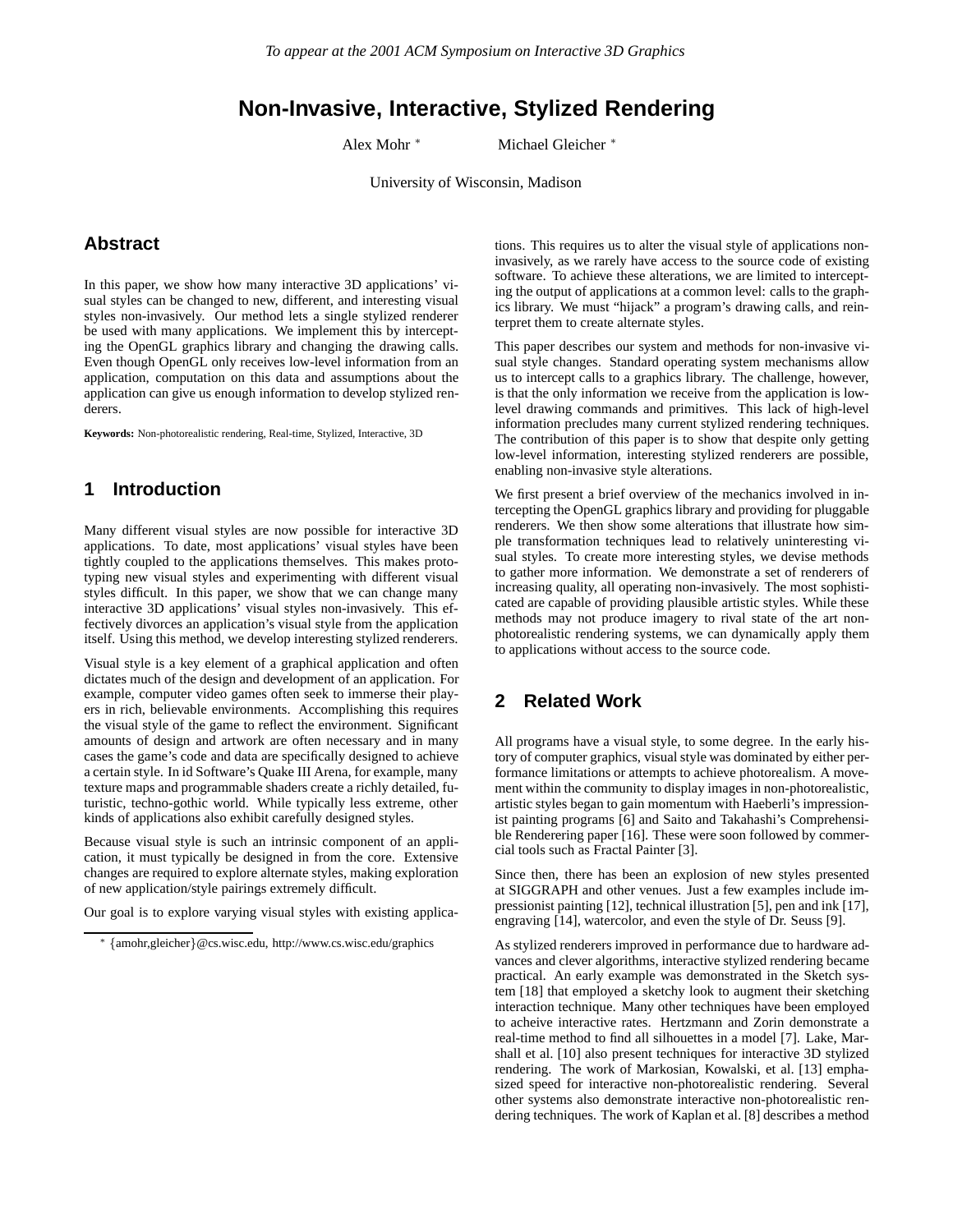*To appear at the 2001 ACM Symposium on Interactive 3D Graphics*

# Non-Invasive, Interactive, Stylized Rendering

Alex Mohr [*] Michael Gleicher [*]

University of Wisconsin, Madison

## Abstract

In this paper, we show how many interactive 3D applications' visual styles can be changed to new, different, and interesting visual styles non-invasively. Our method lets a single stylized renderer be used with many applications. We implement this by intercepting the OpenGL graphics library and changing the drawing calls. Even though OpenGL only receives low-level information from an application, computation on this data and assumptions about the application can give us enough information to develop stylized renderers.

**Keywords:** Non-photorealistic rendering, Real-time, Stylized, Interactive, 3D

## 1 Introduction

Many different visual styles are now possible for interactive 3D applications. To date, most applications' visual styles have been tightly coupled to the applications themselves. This makes prototyping new visual styles and experimenting with different visual styles difficult. In this paper, we show that we can change many interactive 3D applications' visual styles non-invasively. This effectively divorces an application's visual style from the application itself. Using this method, we develop interesting stylized renderers.

Visual style is a key element of a graphical application and often dictates much of the design and development of an application. For example, computer video games often seek to immerse their players in rich, believable environments. Accomplishing this requires the visual style of the game to reflect the environment. Significant amounts of design and artwork are often necessary and in many cases the game's code and data are specifically designed to achieve a certain style. In id Software's Quake III Arena, for example, many texture maps and programmable shaders create a richly detailed, futuristic, techno-gothic world. While typically less extreme, other kinds of applications also exhibit carefully designed styles.

Because visual style is such an intrinsic component of an application, it must typically be designed in from the core. Extensive changes are required to explore alternate styles, making exploration of new application/style pairings extremely difficult.

Our goal is to explore varying visual styles with existing applications. This requires us to alter the visual style of applications non-invasively, as we rarely have access to the source code of existing software. To achieve these alterations, we are limited to intercepting the output of applications at a common level: calls to the graphics library. We must "hijack" a program's drawing calls, and reinterpret them to create alternate styles.

This paper describes our system and methods for non-invasive visual style changes. Standard operating system mechanisms allow us to intercept calls to a graphics library. The challenge, however, is that the only information we receive from the application is low-level drawing commands and primitives. This lack of high-level information precludes many current stylized rendering techniques. The contribution of this paper is to show that despite only getting low-level information, interesting stylized renderers are possible, enabling non-invasive style alterations.

We first present a brief overview of the mechanics involved in intercepting the OpenGL graphics library and providing for pluggable renderers. We then show some alterations that illustrate how simple transformation techniques lead to relatively uninteresting visual styles. To create more interesting styles, we devise methods to gather more information. We demonstrate a set of renderers of increasing quality, all operating non-invasively. The most sophisticated are capable of providing plausible artistic styles. While these methods may not produce imagery to rival state of the art non-photorealistic rendering systems, we can dynamically apply them to applications without access to the source code.

## 2 Related Work

All programs have a visual style, to some degree. In the early history of computer graphics, visual style was dominated by either performance limitations or attempts to achieve photorealism. A movement within the community to display images in non-photorealistic, artistic styles began to gain momentum with Haeberli's impressionist painting programs [6] and Saito and Takahashi's Comprehensible Renderering paper [16]. These were soon followed by commercial tools such as Fractal Painter [3].

Since then, there has been an explosion of new styles presented at SIGGRAPH and other venues. Just a few examples include impressionist painting [12], technical illustration [5], pen and ink [17], engraving [14], watercolor, and even the style of Dr. Seuss [9].

As stylized renderers improved in performance due to hardware advances and clever algorithms, interactive stylized rendering became practical. An early example was demonstrated in the Sketch system [18] that employed a sketchy look to augment their sketching interaction technique. Many other techniques have been employed to acheive interactive rates. Hertzmann and Zorin demonstrate a real-time method to find all silhouettes in a model [7]. Lake, Marshall et al. [10] also present techniques for interactive 3D stylized rendering. The work of Markosian, Kowalski, et al. [13] emphasized speed for interactive non-photorealistic rendering. Several other systems also demonstrate interactive non-photorealistic rendering techniques. The work of Kaplan et al. [8] describes a method

[*] {amohr,gleicher}@cs.wisc.edu, http://www.cs.wisc.edu/graphics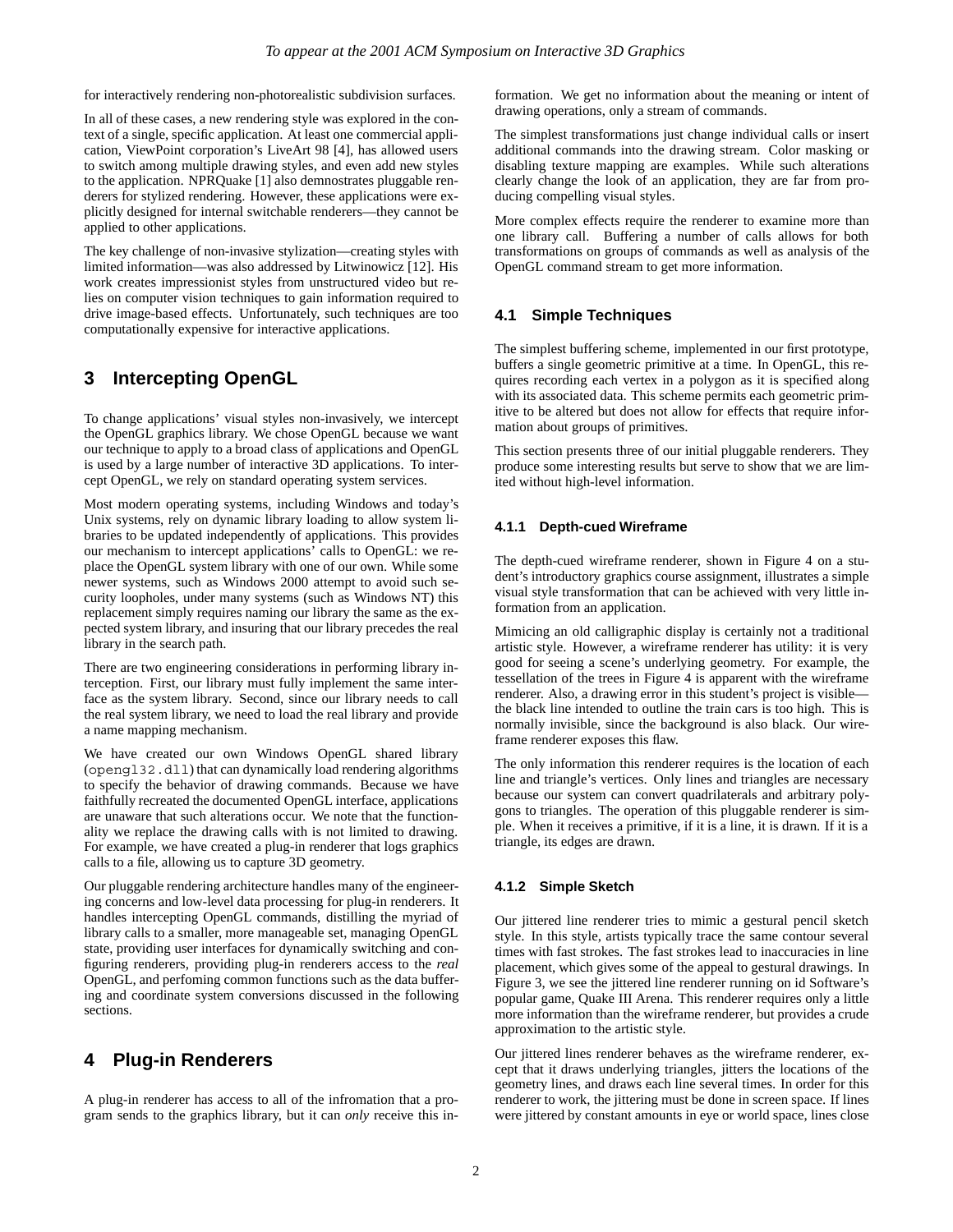for interactively rendering non-photorealistic subdivision surfaces.

In all of these cases, a new rendering style was explored in the context of a single, specific application. At least one commercial application, ViewPoint corporation's LiveArt 98 [4], has allowed users to switch among multiple drawing styles, and even add new styles to the application. NPRQuake [1] also demnostrates pluggable renderers for stylized rendering. However, these applications were explicitly designed for internal switchable renderers—they cannot be applied to other applications.

The key challenge of non-invasive stylization—creating styles with limited information—was also addressed by Litwinowicz [12]. His work creates impressionist styles from unstructured video but relies on computer vision techniques to gain information required to drive image-based effects. Unfortunately, such techniques are too computationally expensive for interactive applications.

# 3 Intercepting OpenGL

To change applications' visual styles non-invasively, we intercept the OpenGL graphics library. We chose OpenGL because we want our technique to apply to a broad class of applications and OpenGL is used by a large number of interactive 3D applications. To intercept OpenGL, we rely on standard operating system services.

Most modern operating systems, including Windows and today's Unix systems, rely on dynamic library loading to allow system libraries to be updated independently of applications. This provides our mechanism to intercept applications' calls to OpenGL: we replace the OpenGL system library with one of our own. While some newer systems, such as Windows 2000 attempt to avoid such security loopholes, under many systems (such as Windows NT) this replacement simply requires naming our library the same as the expected system library, and insuring that our library precedes the real library in the search path.

There are two engineering considerations in performing library interception. First, our library must fully implement the same interface as the system library. Second, since our library needs to call the real system library, we need to load the real library and provide a name mapping mechanism.

We have created our own Windows OpenGL shared library (`opengl32.dll`) that can dynamically load rendering algorithms to specify the behavior of drawing commands. Because we have faithfully recreated the documented OpenGL interface, applications are unaware that such alterations occur. We note that the functionality we replace the drawing calls with is not limited to drawing. For example, we have created a plug-in renderer that logs graphics calls to a file, allowing us to capture 3D geometry.

Our pluggable rendering architecture handles many of the engineering concerns and low-level data processing for plug-in renderers. It handles intercepting OpenGL commands, distilling the myriad of library calls to a smaller, more manageable set, managing OpenGL state, providing user interfaces for dynamically switching and configuring renderers, providing plug-in renderers access to the *real* OpenGL, and perfoming common functions such as the data buffering and coordinate system conversions discussed in the following sections.

# 4 Plug-in Renderers

A plug-in renderer has access to all of the infromation that a program sends to the graphics library, but it can *only* receive this information. We get no information about the meaning or intent of drawing operations, only a stream of commands.

The simplest transformations just change individual calls or insert additional commands into the drawing stream. Color masking or disabling texture mapping are examples. While such alterations clearly change the look of an application, they are far from producing compelling visual styles.

More complex effects require the renderer to examine more than one library call. Buffering a number of calls allows for both transformations on groups of commands as well as analysis of the OpenGL command stream to get more information.

## 4.1 Simple Techniques

The simplest buffering scheme, implemented in our first prototype, buffers a single geometric primitive at a time. In OpenGL, this requires recording each vertex in a polygon as it is specified along with its associated data. This scheme permits each geometric primitive to be altered but does not allow for effects that require information about groups of primitives.

This section presents three of our initial pluggable renderers. They produce some interesting results but serve to show that we are limited without high-level information.

### 4.1.1 Depth-cued Wireframe

The depth-cued wireframe renderer, shown in Figure 4 on a student's introductory graphics course assignment, illustrates a simple visual style transformation that can be achieved with very little information from an application.

Mimicing an old calligraphic display is certainly not a traditional artistic style. However, a wireframe renderer has utility: it is very good for seeing a scene's underlying geometry. For example, the tessellation of the trees in Figure 4 is apparent with the wireframe renderer. Also, a drawing error in this student's project is visible—the black line intended to outline the train cars is too high. This is normally invisible, since the background is also black. Our wireframe renderer exposes this flaw.

The only information this renderer requires is the location of each line and triangle's vertices. Only lines and triangles are necessary because our system can convert quadrilaterals and arbitrary polygons to triangles. The operation of this pluggable renderer is simple. When it receives a primitive, if it is a line, it is drawn. If it is a triangle, its edges are drawn.

### 4.1.2 Simple Sketch

Our jittered line renderer tries to mimic a gestural pencil sketch style. In this style, artists typically trace the same contour several times with fast strokes. The fast strokes lead to inaccuracies in line placement, which gives some of the appeal to gestural drawings. In Figure 3, we see the jittered line renderer running on id Software's popular game, Quake III Arena. This renderer requires only a little more information than the wireframe renderer, but provides a crude approximation to the artistic style.

Our jittered lines renderer behaves as the wireframe renderer, except that it draws underlying triangles, jitters the locations of the geometry lines, and draws each line several times. In order for this renderer to work, the jittering must be done in screen space. If lines were jittered by constant amounts in eye or world space, lines close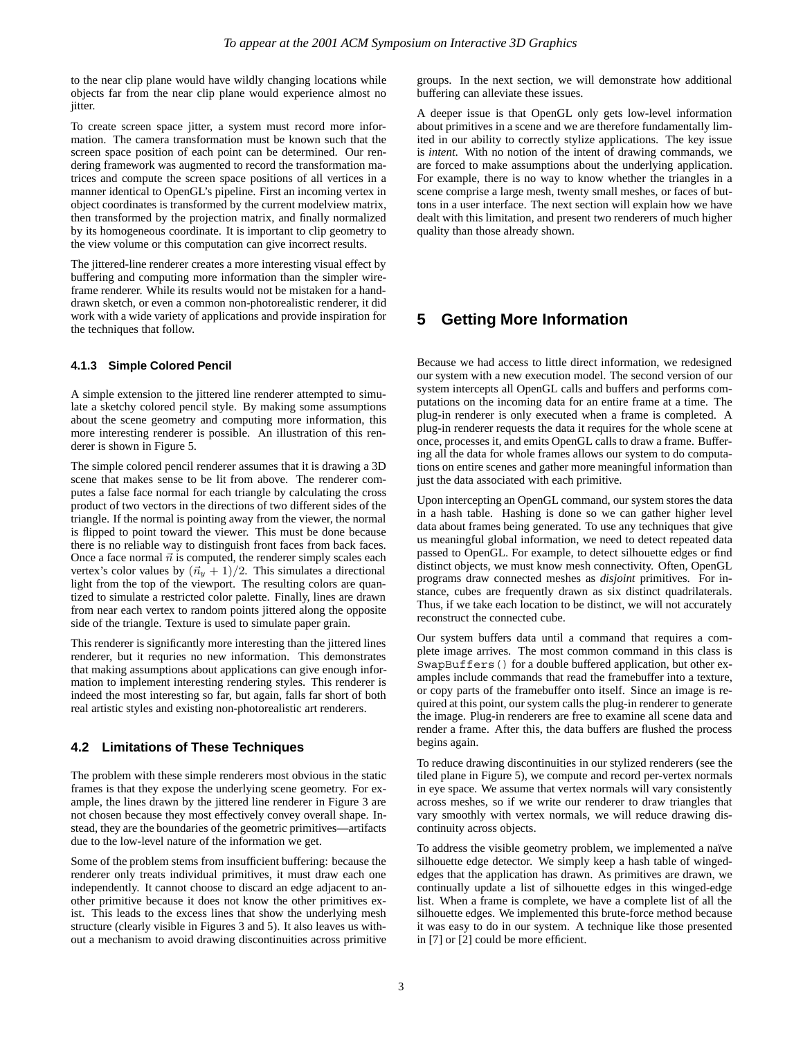to the near clip plane would have wildly changing locations while objects far from the near clip plane would experience almost no jitter.

To create screen space jitter, a system must record more information. The camera transformation must be known such that the screen space position of each point can be determined. Our rendering framework was augmented to record the transformation matrices and compute the screen space positions of all vertices in a manner identical to OpenGL's pipeline. First an incoming vertex in object coordinates is transformed by the current modelview matrix, then transformed by the projection matrix, and finally normalized by its homogeneous coordinate. It is important to clip geometry to the view volume or this computation can give incorrect results.

The jittered-line renderer creates a more interesting visual effect by buffering and computing more information than the simpler wireframe renderer. While its results would not be mistaken for a hand-drawn sketch, or even a common non-photorealistic renderer, it did work with a wide variety of applications and provide inspiration for the techniques that follow.

#### 4.1.3 Simple Colored Pencil

A simple extension to the jittered line renderer attempted to simulate a sketchy colored pencil style. By making some assumptions about the scene geometry and computing more information, this more interesting renderer is possible. An illustration of this renderer is shown in Figure 5.

The simple colored pencil renderer assumes that it is drawing a 3D scene that makes sense to be lit from above. The renderer computes a false face normal for each triangle by calculating the cross product of two vectors in the directions of two different sides of the triangle. If the normal is pointing away from the viewer, the normal is flipped to point toward the viewer. This must be done because there is no reliable way to distinguish front faces from back faces. Once a face normal $\vec{n}$ is computed, the renderer simply scales each vertex's color values by $(\vec{n}_y + 1)/2$. This simulates a directional light from the top of the viewport. The resulting colors are quantized to simulate a restricted color palette. Finally, lines are drawn from near each vertex to random points jittered along the opposite side of the triangle. Texture is used to simulate paper grain.

This renderer is significantly more interesting than the jittered lines renderer, but it requries no new information. This demonstrates that making assumptions about applications can give enough information to implement interesting rendering styles. This renderer is indeed the most interesting so far, but again, falls far short of both real artistic styles and existing non-photorealistic art renderers.

### 4.2 Limitations of These Techniques

The problem with these simple renderers most obvious in the static frames is that they expose the underlying scene geometry. For example, the lines drawn by the jittered line renderer in Figure 3 are not chosen because they most effectively convey overall shape. Instead, they are the boundaries of the geometric primitives—artifacts due to the low-level nature of the information we get.

Some of the problem stems from insufficient buffering: because the renderer only treats individual primitives, it must draw each one independently. It cannot choose to discard an edge adjacent to another primitive because it does not know the other primitives exist. This leads to the excess lines that show the underlying mesh structure (clearly visible in Figures 3 and 5). It also leaves us without a mechanism to avoid drawing discontinuities across primitive groups. In the next section, we will demonstrate how additional buffering can alleviate these issues.

A deeper issue is that OpenGL only gets low-level information about primitives in a scene and we are therefore fundamentally limited in our ability to correctly stylize applications. The key issue is *intent*. With no notion of the intent of drawing commands, we are forced to make assumptions about the underlying application. For example, there is no way to know whether the triangles in a scene comprise a large mesh, twenty small meshes, or faces of buttons in a user interface. The next section will explain how we have dealt with this limitation, and present two renderers of much higher quality than those already shown.

## 5 Getting More Information

Because we had access to little direct information, we redesigned our system with a new execution model. The second version of our system intercepts all OpenGL calls and buffers and performs computations on the incoming data for an entire frame at a time. The plug-in renderer is only executed when a frame is completed. A plug-in renderer requests the data it requires for the whole scene at once, processes it, and emits OpenGL calls to draw a frame. Buffering all the data for whole frames allows our system to do computations on entire scenes and gather more meaningful information than just the data associated with each primitive.

Upon intercepting an OpenGL command, our system stores the data in a hash table. Hashing is done so we can gather higher level data about frames being generated. To use any techniques that give us meaningful global information, we need to detect repeated data passed to OpenGL. For example, to detect silhouette edges or find distinct objects, we must know mesh connectivity. Often, OpenGL programs draw connected meshes as *disjoint* primitives. For instance, cubes are frequently drawn as six distinct quadrilaterals. Thus, if we take each location to be distinct, we will not accurately reconstruct the connected cube.

Our system buffers data until a command that requires a complete image arrives. The most common command in this class is `SwapBuffers()` for a double buffered application, but other examples include commands that read the framebuffer into a texture, or copy parts of the framebuffer onto itself. Since an image is required at this point, our system calls the plug-in renderer to generate the image. Plug-in renderers are free to examine all scene data and render a frame. After this, the data buffers are flushed the process begins again.

To reduce drawing discontinuities in our stylized renderers (see the tiled plane in Figure 5), we compute and record per-vertex normals in eye space. We assume that vertex normals will vary consistently across meshes, so if we write our renderer to draw triangles that vary smoothly with vertex normals, we will reduce drawing discontinuity across objects.

To address the visible geometry problem, we implemented a naïve silhouette edge detector. We simply keep a hash table of winged-edges that the application has drawn. As primitives are drawn, we continually update a list of silhouette edges in this winged-edge list. When a frame is complete, we have a complete list of all the silhouette edges. We implemented this brute-force method because it was easy to do in our system. A technique like those presented in [7] or [2] could be more efficient.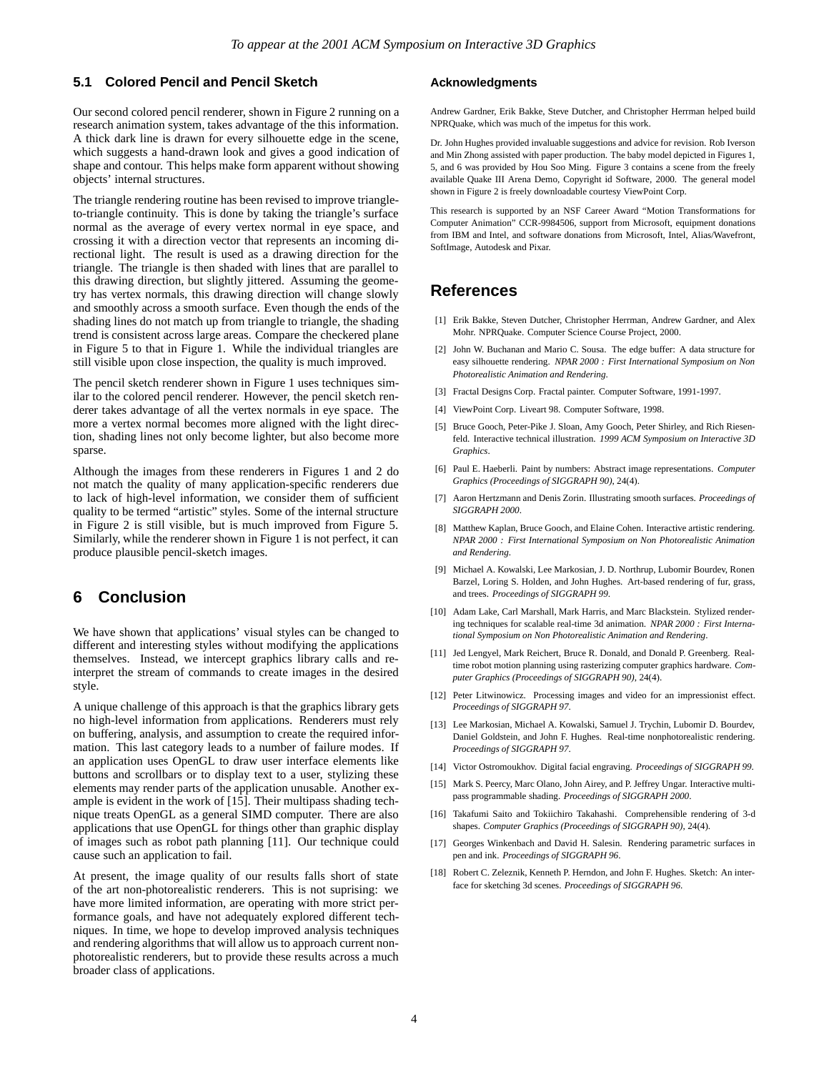### 5.1 Colored Pencil and Pencil Sketch

Our second colored pencil renderer, shown in Figure 2 running on a research animation system, takes advantage of the this information. A thick dark line is drawn for every silhouette edge in the scene, which suggests a hand-drawn look and gives a good indication of shape and contour. This helps make form apparent without showing objects' internal structures.

The triangle rendering routine has been revised to improve triangle-to-triangle continuity. This is done by taking the triangle's surface normal as the average of every vertex normal in eye space, and crossing it with a direction vector that represents an incoming directional light. The result is used as a drawing direction for the triangle. The triangle is then shaded with lines that are parallel to this drawing direction, but slightly jittered. Assuming the geometry has vertex normals, this drawing direction will change slowly and smoothly across a smooth surface. Even though the ends of the shading lines do not match up from triangle to triangle, the shading trend is consistent across large areas. Compare the checkered plane in Figure 5 to that in Figure 1. While the individual triangles are still visible upon close inspection, the quality is much improved.

The pencil sketch renderer shown in Figure 1 uses techniques similar to the colored pencil renderer. However, the pencil sketch renderer takes advantage of all the vertex normals in eye space. The more a vertex normal becomes more aligned with the light direction, shading lines not only become lighter, but also become more sparse.

Although the images from these renderers in Figures 1 and 2 do not match the quality of many application-specific renderers due to lack of high-level information, we consider them of sufficient quality to be termed "artistic" styles. Some of the internal structure in Figure 2 is still visible, but is much improved from Figure 5. Similarly, while the renderer shown in Figure 1 is not perfect, it can produce plausible pencil-sketch images.

## 6 Conclusion

We have shown that applications' visual styles can be changed to different and interesting styles without modifying the applications themselves. Instead, we intercept graphics library calls and re-interpret the stream of commands to create images in the desired style.

A unique challenge of this approach is that the graphics library gets no high-level information from applications. Renderers must rely on buffering, analysis, and assumption to create the required information. This last category leads to a number of failure modes. If an application uses OpenGL to draw user interface elements like buttons and scrollbars or to display text to a user, stylizing these elements may render parts of the application unusable. Another example is evident in the work of [15]. Their multipass shading technique treats OpenGL as a general SIMD computer. There are also applications that use OpenGL for things other than graphic display of images such as robot path planning [11]. Our technique could cause such an application to fail.

At present, the image quality of our results falls short of state of the art non-photorealistic renderers. This is not suprising: we have more limited information, are operating with more strict performance goals, and have not adequately explored different techniques. In time, we hope to develop improved analysis techniques and rendering algorithms that will allow us to approach current non-photorealistic renderers, but to provide these results across a much broader class of applications.

### Acknowledgments

Andrew Gardner, Erik Bakke, Steve Dutcher, and Christopher Herrman helped build NPRQuake, which was much of the impetus for this work.

Dr. John Hughes provided invaluable suggestions and advice for revision. Rob Iverson and Min Zhong assisted with paper production. The baby model depicted in Figures 1, 5, and 6 was provided by Hou Soo Ming. Figure 3 contains a scene from the freely available Quake III Arena Demo, Copyright id Software, 2000. The general model shown in Figure 2 is freely downloadable courtesy ViewPoint Corp.

This research is supported by an NSF Career Award "Motion Transformations for Computer Animation" CCR-9984506, support from Microsoft, equipment donations from IBM and Intel, and software donations from Microsoft, Intel, Alias/Wavefront, SoftImage, Autodesk and Pixar.

## References

[1] Erik Bakke, Steven Dutcher, Christopher Herrman, Andrew Gardner, and Alex Mohr. NPRQuake. Computer Science Course Project, 2000.

[2] John W. Buchanan and Mario C. Sousa. The edge buffer: A data structure for easy silhouette rendering. *NPAR 2000 : First International Symposium on Non Photorealistic Animation and Rendering*.

[3] Fractal Designs Corp. Fractal painter. Computer Software, 1991-1997.

[4] ViewPoint Corp. Liveart 98. Computer Software, 1998.

[5] Bruce Gooch, Peter-Pike J. Sloan, Amy Gooch, Peter Shirley, and Rich Riesenfeld. Interactive technical illustration. *1999 ACM Symposium on Interactive 3D Graphics*.

[6] Paul E. Haeberli. Paint by numbers: Abstract image representations. *Computer Graphics (Proceedings of SIGGRAPH 90)*, 24(4).

[7] Aaron Hertzmann and Denis Zorin. Illustrating smooth surfaces. *Proceedings of SIGGRAPH 2000*.

[8] Matthew Kaplan, Bruce Gooch, and Elaine Cohen. Interactive artistic rendering. *NPAR 2000 : First International Symposium on Non Photorealistic Animation and Rendering*.

[9] Michael A. Kowalski, Lee Markosian, J. D. Northrup, Lubomir Bourdev, Ronen Barzel, Loring S. Holden, and John Hughes. Art-based rendering of fur, grass, and trees. *Proceedings of SIGGRAPH 99*.

[10] Adam Lake, Carl Marshall, Mark Harris, and Marc Blackstein. Stylized rendering techniques for scalable real-time 3d animation. *NPAR 2000 : First International Symposium on Non Photorealistic Animation and Rendering*.

[11] Jed Lengyel, Mark Reichert, Bruce R. Donald, and Donald P. Greenberg. Real-time robot motion planning using rasterizing computer graphics hardware. *Computer Graphics (Proceedings of SIGGRAPH 90)*, 24(4).

[12] Peter Litwinowicz. Processing images and video for an impressionist effect. *Proceedings of SIGGRAPH 97*.

[13] Lee Markosian, Michael A. Kowalski, Samuel J. Trychin, Lubomir D. Bourdev, Daniel Goldstein, and John F. Hughes. Real-time nonphotorealistic rendering. *Proceedings of SIGGRAPH 97*.

[14] Victor Ostromoukhov. Digital facial engraving. *Proceedings of SIGGRAPH 99*.

[15] Mark S. Peercy, Marc Olano, John Airey, and P. Jeffrey Ungar. Interactive multipass programmable shading. *Proceedings of SIGGRAPH 2000*.

[16] Takafumi Saito and Tokiichiro Takahashi. Comprehensible rendering of 3-d shapes. *Computer Graphics (Proceedings of SIGGRAPH 90)*, 24(4).

[17] Georges Winkenbach and David H. Salesin. Rendering parametric surfaces in pen and ink. *Proceedings of SIGGRAPH 96*.

[18] Robert C. Zeleznik, Kenneth P. Herndon, and John F. Hughes. Sketch: An interface for sketching 3d scenes. *Proceedings of SIGGRAPH 96*.